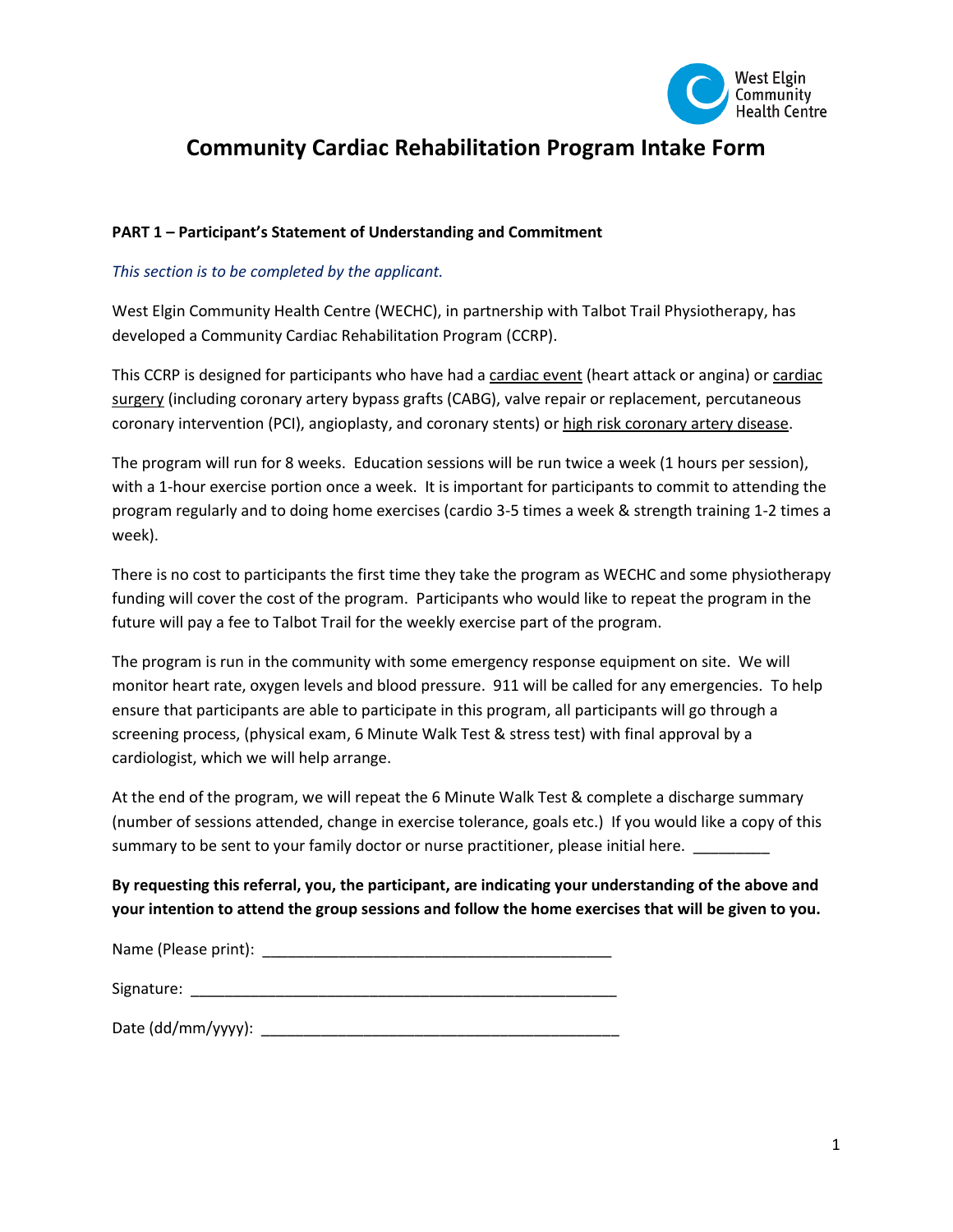West Elgin Community Health Centre

# Community Cardiac Rehabilitation Program Intake Form

**PART 1 – Participant's Statement of Understanding and Commitment**

*This section is to be completed by the applicant.*

West Elgin Community Health Centre (WECHC), in partnership with Talbot Trail Physiotherapy, has developed a Community Cardiac Rehabilitation Program (CCRP).

This CCRP is designed for participants who have had a cardiac event (heart attack or angina) or cardiac surgery (including coronary artery bypass grafts (CABG), valve repair or replacement, percutaneous coronary intervention (PCI), angioplasty, and coronary stents) or high risk coronary artery disease.

The program will run for 8 weeks. Education sessions will be run twice a week (1 hours per session), with a 1-hour exercise portion once a week. It is important for participants to commit to attending the program regularly and to doing home exercises (cardio 3-5 times a week & strength training 1-2 times a week).

There is no cost to participants the first time they take the program as WECHC and some physiotherapy funding will cover the cost of the program. Participants who would like to repeat the program in the future will pay a fee to Talbot Trail for the weekly exercise part of the program.

The program is run in the community with some emergency response equipment on site. We will monitor heart rate, oxygen levels and blood pressure. 911 will be called for any emergencies. To help ensure that participants are able to participate in this program, all participants will go through a screening process, (physical exam, 6 Minute Walk Test & stress test) with final approval by a cardiologist, which we will help arrange.

At the end of the program, we will repeat the 6 Minute Walk Test & complete a discharge summary (number of sessions attended, change in exercise tolerance, goals etc.) If you would like a copy of this summary to be sent to your family doctor or nurse practitioner, please initial here. _________

**By requesting this referral, you, the participant, are indicating your understanding of the above and your intention to attend the group sessions and follow the home exercises that will be given to you.**

Name (Please print): ________________________________________

Signature: ___________________________________________________

Date (dd/mm/yyyy): __________________________________________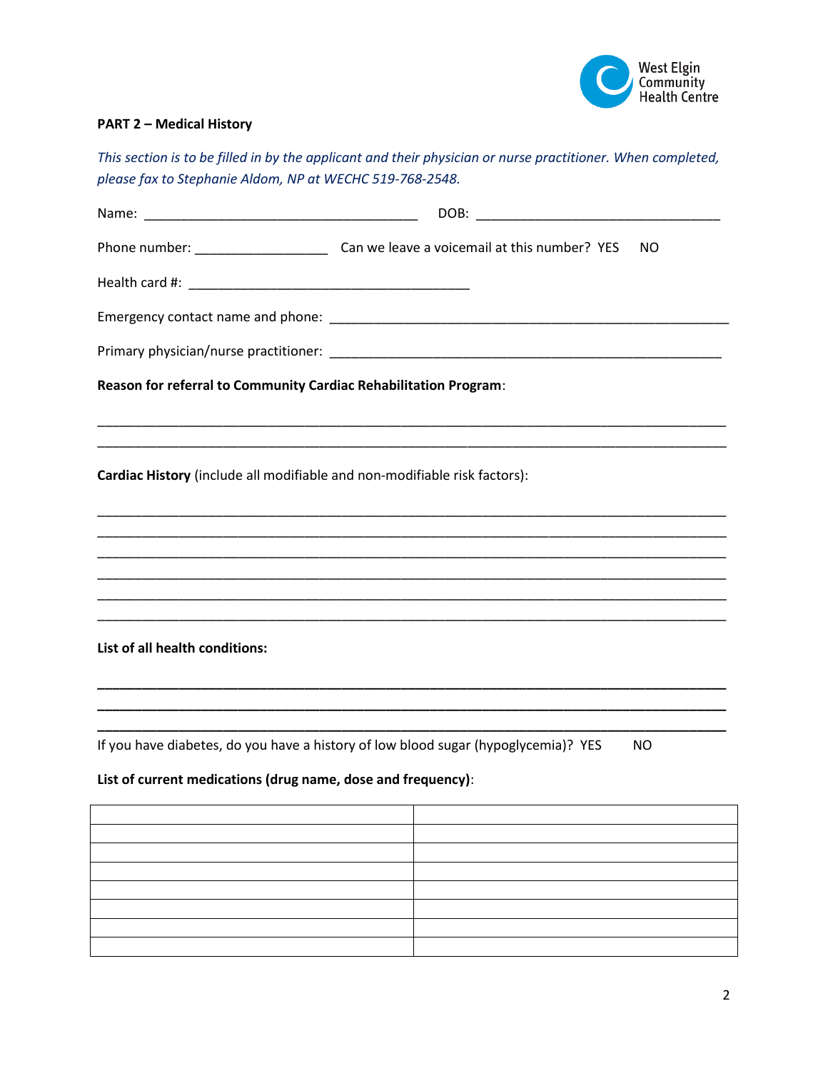**PART 2 – Medical History**

*This section is to be filled in by the applicant and their physician or nurse practitioner. When completed, please fax to Stephanie Aldom, NP at WECHC 519-768-2548.*

Name: ____________________________________ DOB: ________________________________

Phone number: _________________ Can we leave a voicemail at this number? YES NO

Health card #: _____________________________________

Emergency contact name and phone: ____________________________________________________

Primary physician/nurse practitioner: ___________________________________________________

**Reason for referral to Community Cardiac Rehabilitation Program**:

_____________________________________________________________________________________
_____________________________________________________________________________________

**Cardiac History** (include all modifiable and non-modifiable risk factors):

_____________________________________________________________________________________
_____________________________________________________________________________________
_____________________________________________________________________________________
_____________________________________________________________________________________
_____________________________________________________________________________________
_____________________________________________________________________________________

**List of all health conditions:**

_____________________________________________________________________________________
_____________________________________________________________________________________
_____________________________________________________________________________________

If you have diabetes, do you have a history of low blood sugar (hypoglycemia)? YES NO

**List of current medications (drug name, dose and frequency)**:

| | |
|---|---|
| | |
| | |
| | |
| | |
| | |
| | |
| | |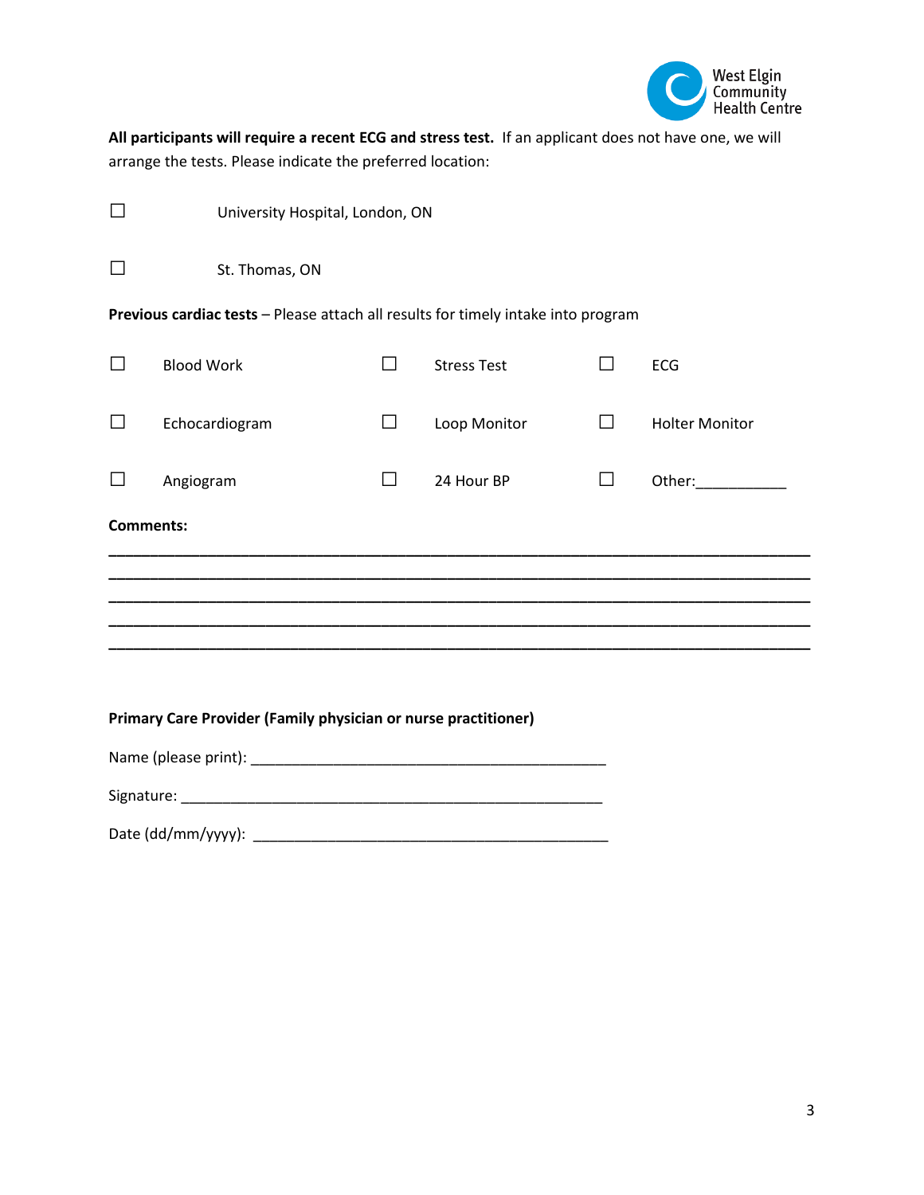**All participants will require a recent ECG and stress test.** If an applicant does not have one, we will arrange the tests. Please indicate the preferred location:

☐ University Hospital, London, ON

☐ St. Thomas, ON

**Previous cardiac tests** – Please attach all results for timely intake into program

| | | |
|---|---|---|
| ☐ Blood Work | ☐ Stress Test | ☐ ECG |
| ☐ Echocardiogram | ☐ Loop Monitor | ☐ Holter Monitor |
| ☐ Angiogram | ☐ 24 Hour BP | ☐ Other:___________ |

**Comments:**

_______________________________________________________________________________

_______________________________________________________________________________

_______________________________________________________________________________

_______________________________________________________________________________

_______________________________________________________________________________

**Primary Care Provider (Family physician or nurse practitioner)**

Name (please print): ____________________________________________

Signature: _____________________________________________________

Date (dd/mm/yyyy): ____________________________________________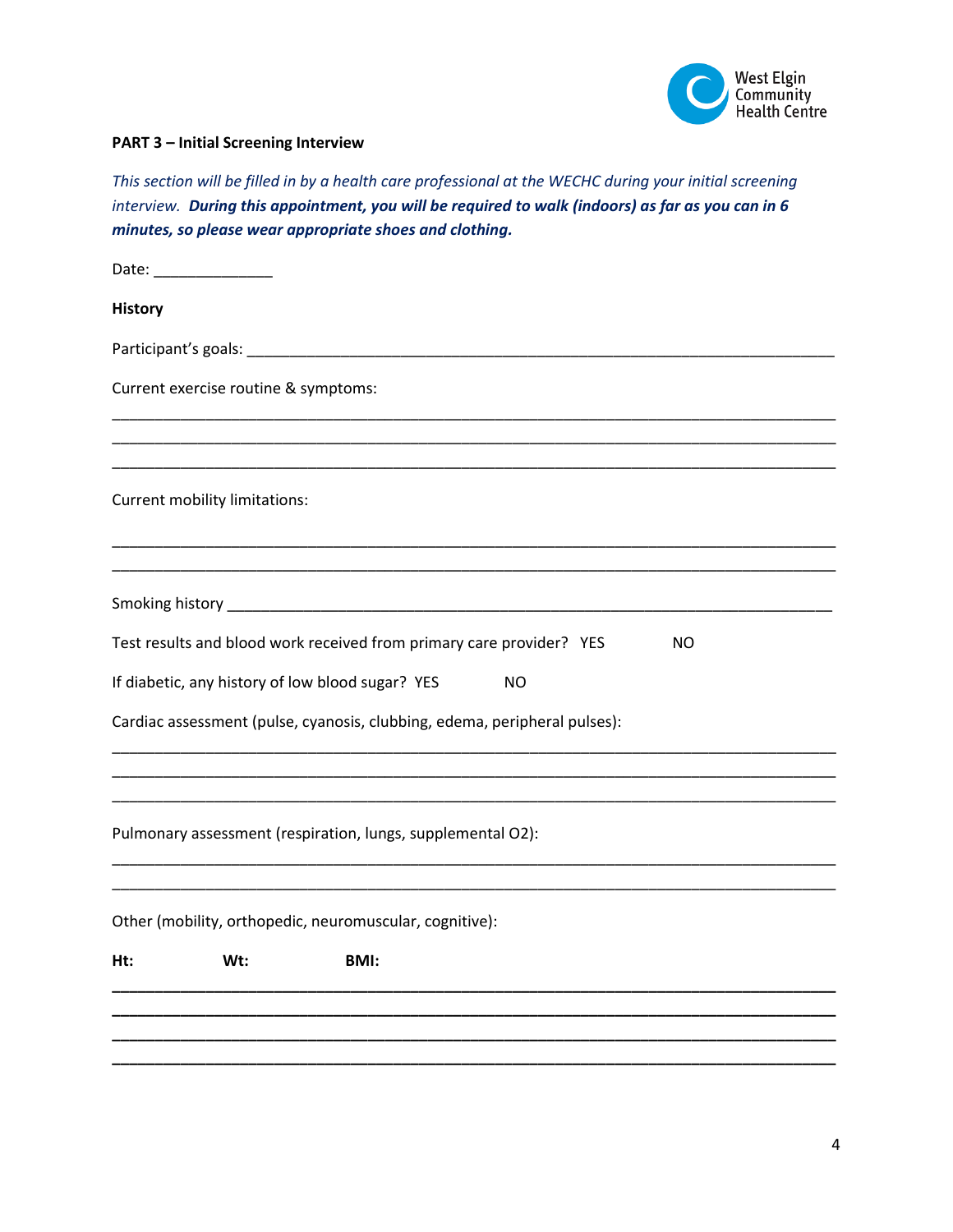**PART 3 – Initial Screening Interview**

*This section will be filled in by a health care professional at the WECHC during your initial screening interview.* ***During this appointment, you will be required to walk (indoors) as far as you can in 6 minutes, so please wear appropriate shoes and clothing.***

Date: ______________

**History**

Participant's goals: ______________________________________________________________________

Current exercise routine & symptoms:

______________________________________________________________________________________

______________________________________________________________________________________

______________________________________________________________________________________

Current mobility limitations:

______________________________________________________________________________________

______________________________________________________________________________________

Smoking history ___________________________________________________________________________

Test results and blood work received from primary care provider? YES NO

If diabetic, any history of low blood sugar? YES NO

Cardiac assessment (pulse, cyanosis, clubbing, edema, peripheral pulses):

______________________________________________________________________________________

______________________________________________________________________________________

______________________________________________________________________________________

Pulmonary assessment (respiration, lungs, supplemental O2):

______________________________________________________________________________________

______________________________________________________________________________________

Other (mobility, orthopedic, neuromuscular, cognitive):

**Ht:** **Wt:** **BMI:**

______________________________________________________________________________________

______________________________________________________________________________________

______________________________________________________________________________________

______________________________________________________________________________________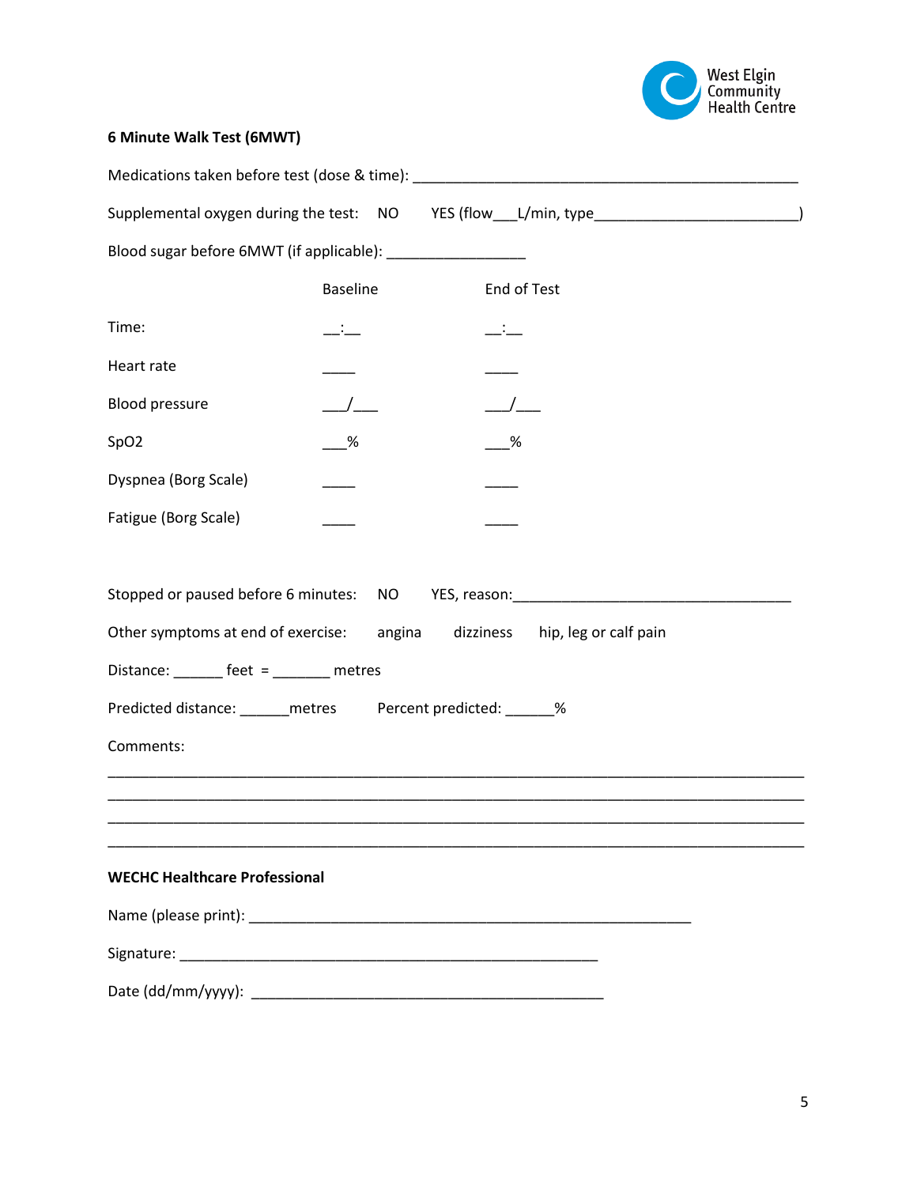West Elgin Community Health Centre

**6 Minute Walk Test (6MWT)**

Medications taken before test (dose & time): ______________________________________________

Supplemental oxygen during the test: NO YES (flow___L/min, type________________________)

Blood sugar before 6MWT (if applicable): ________________

| | Baseline | End of Test |
|---|---|---|
| Time: | __:__ | __:__ |
| Heart rate | ____ | ____ |
| Blood pressure | ___/___ | ___/___ |
| SpO2 | ___% | ___% |
| Dyspnea (Borg Scale) | ____ | ____ |
| Fatigue (Borg Scale) | ____ | ____ |

Stopped or paused before 6 minutes: NO YES, reason:_________________________________

Other symptoms at end of exercise: angina dizziness hip, leg or calf pain

Distance: ______ feet = _______ metres

Predicted distance: ______metres Percent predicted: ______%

Comments:

___________________________________________________________________________________

___________________________________________________________________________________

___________________________________________________________________________________

___________________________________________________________________________________

**WECHC Healthcare Professional**

Name (please print): ____________________________________________________

Signature: ______________________________________________

Date (dd/mm/yyyy): _______________________________________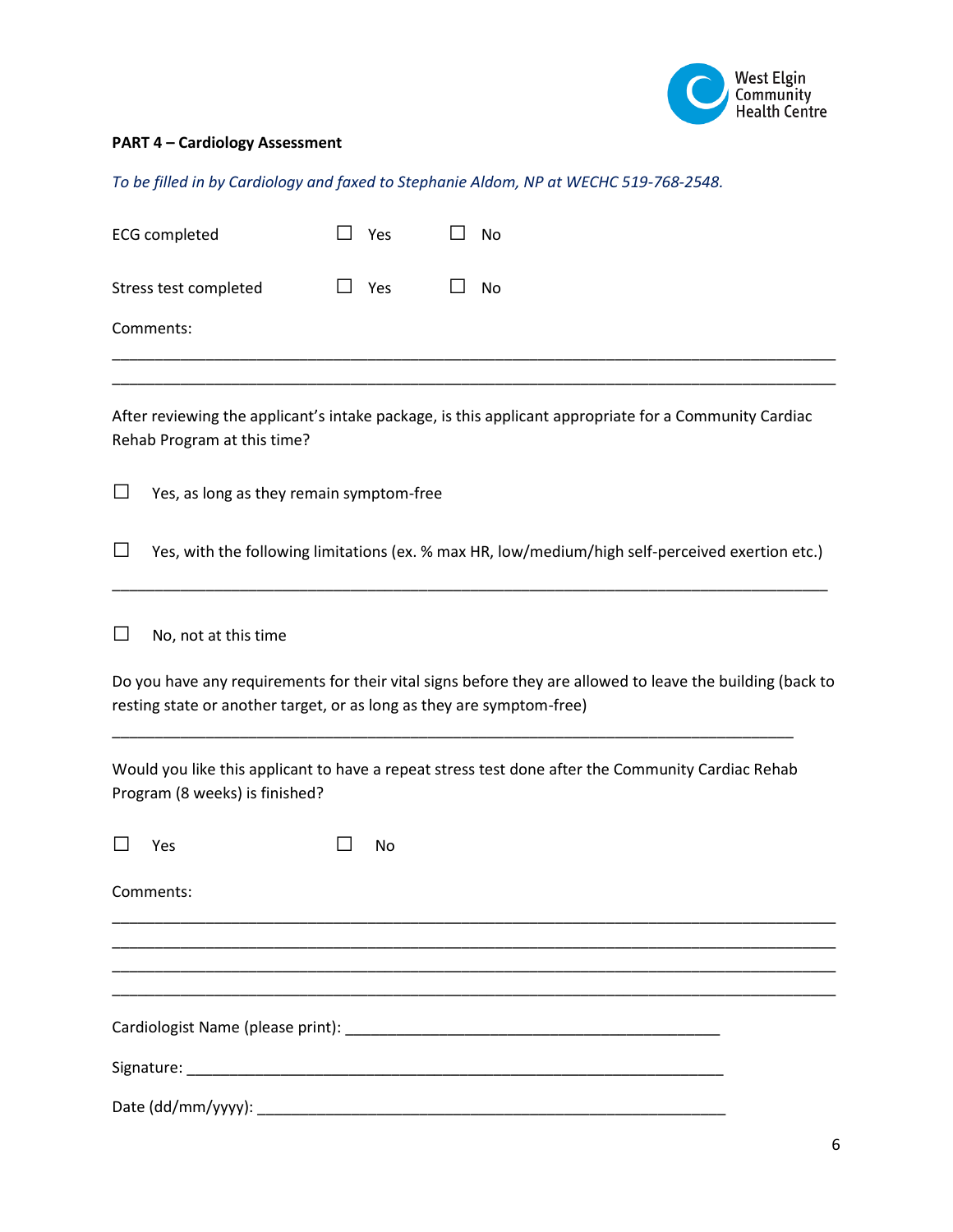**PART 4 – Cardiology Assessment**

*To be filled in by Cardiology and faxed to Stephanie Aldom, NP at WECHC 519-768-2548.*

ECG completed ☐ Yes ☐ No

Stress test completed ☐ Yes ☐ No

Comments:

______________________________________________________________________________

______________________________________________________________________________

After reviewing the applicant's intake package, is this applicant appropriate for a Community Cardiac Rehab Program at this time?

☐ Yes, as long as they remain symptom-free

☐ Yes, with the following limitations (ex. % max HR, low/medium/high self-perceived exertion etc.)

______________________________________________________________________________

☐ No, not at this time

Do you have any requirements for their vital signs before they are allowed to leave the building (back to resting state or another target, or as long as they are symptom-free)

______________________________________________________________________________

Would you like this applicant to have a repeat stress test done after the Community Cardiac Rehab Program (8 weeks) is finished?

☐ Yes ☐ No

Comments:

______________________________________________________________________________

______________________________________________________________________________

______________________________________________________________________________

______________________________________________________________________________

Cardiologist Name (please print): ________________________________________

Signature: ____________________________________________________________

Date (dd/mm/yyyy): ____________________________________________________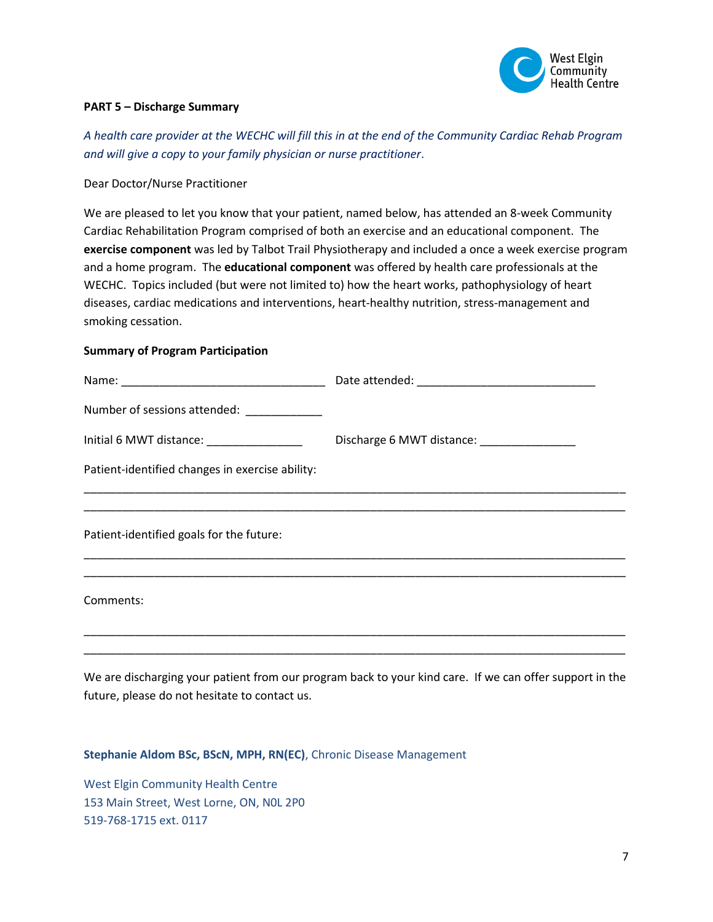West Elgin Community Health Centre

**PART 5 – Discharge Summary**

*A health care provider at the WECHC will fill this in at the end of the Community Cardiac Rehab Program and will give a copy to your family physician or nurse practitioner.*

Dear Doctor/Nurse Practitioner

We are pleased to let you know that your patient, named below, has attended an 8-week Community Cardiac Rehabilitation Program comprised of both an exercise and an educational component. The **exercise component** was led by Talbot Trail Physiotherapy and included a once a week exercise program and a home program. The **educational component** was offered by health care professionals at the WECHC. Topics included (but were not limited to) how the heart works, pathophysiology of heart diseases, cardiac medications and interventions, heart-healthy nutrition, stress-management and smoking cessation.

**Summary of Program Participation**

Name: _______________________________ Date attended: ___________________________

Number of sessions attended: ___________

Initial 6 MWT distance: ______________ Discharge 6 MWT distance: ______________

Patient-identified changes in exercise ability:

_________________________________________________________________________________

_________________________________________________________________________________

Patient-identified goals for the future:

_________________________________________________________________________________

_________________________________________________________________________________

Comments:

_________________________________________________________________________________

_________________________________________________________________________________

We are discharging your patient from our program back to your kind care. If we can offer support in the future, please do not hesitate to contact us.

**Stephanie Aldom BSc, BScN, MPH, RN(EC)**, Chronic Disease Management

West Elgin Community Health Centre
153 Main Street, West Lorne, ON, N0L 2P0
519-768-1715 ext. 0117